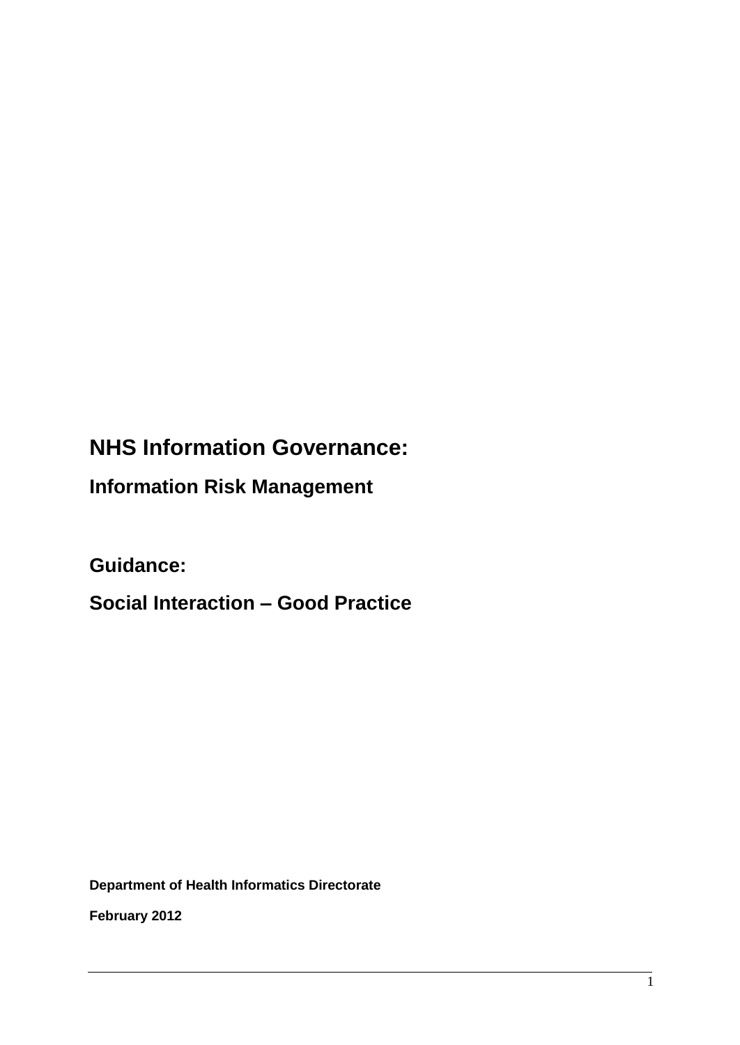# NHS Information Governance:

## Information Risk Management

## Guidance:

## Social Interaction – Good Practice

**Department of Health Informatics Directorate**

**February 2012**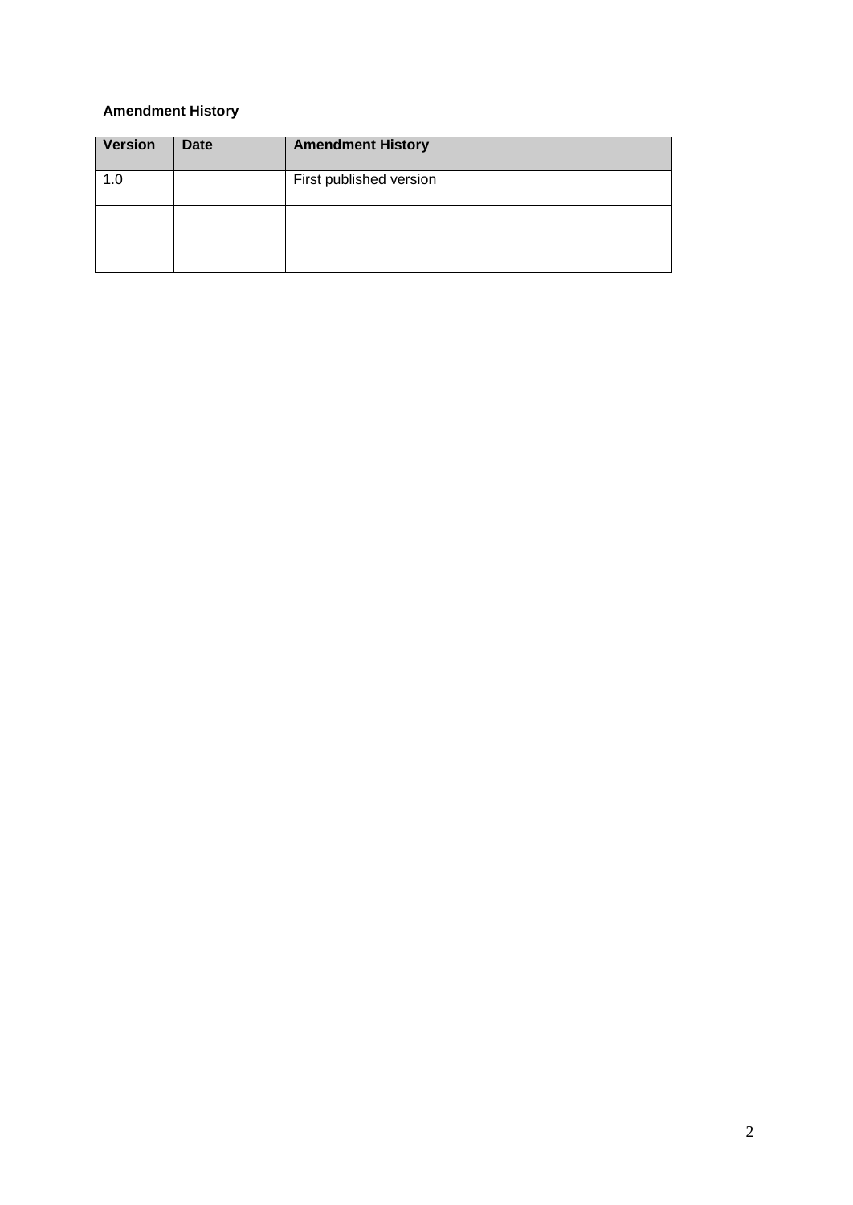**Amendment History**

| Version | Date | Amendment History |
|---|---|---|
| 1.0 | | First published version |
| | | |
| | | |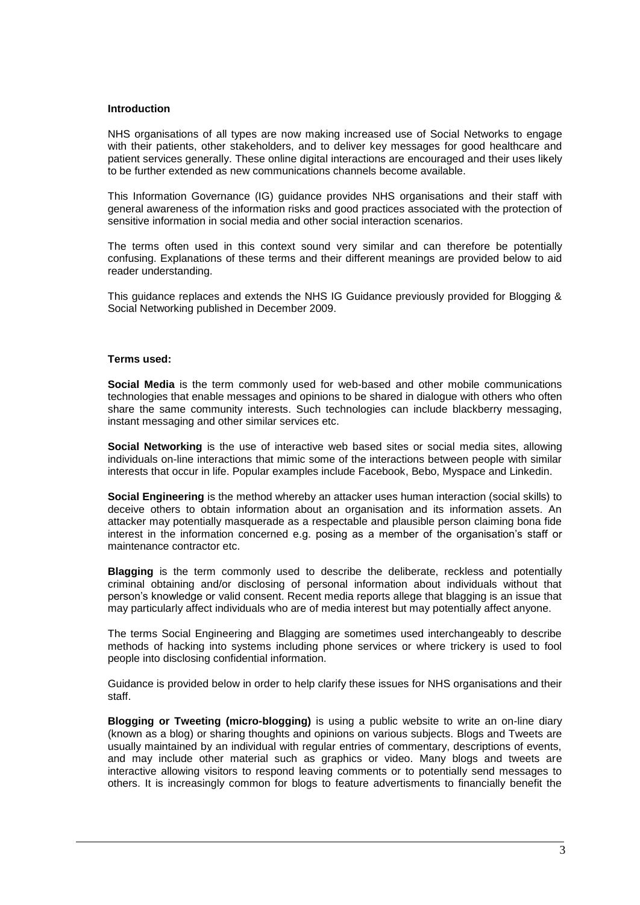**Introduction**

NHS organisations of all types are now making increased use of Social Networks to engage with their patients, other stakeholders, and to deliver key messages for good healthcare and patient services generally. These online digital interactions are encouraged and their uses likely to be further extended as new communications channels become available.

This Information Governance (IG) guidance provides NHS organisations and their staff with general awareness of the information risks and good practices associated with the protection of sensitive information in social media and other social interaction scenarios.

The terms often used in this context sound very similar and can therefore be potentially confusing. Explanations of these terms and their different meanings are provided below to aid reader understanding.

This guidance replaces and extends the NHS IG Guidance previously provided for Blogging & Social Networking published in December 2009.

**Terms used:**

**Social Media** is the term commonly used for web-based and other mobile communications technologies that enable messages and opinions to be shared in dialogue with others who often share the same community interests. Such technologies can include blackberry messaging, instant messaging and other similar services etc.

**Social Networking** is the use of interactive web based sites or social media sites, allowing individuals on-line interactions that mimic some of the interactions between people with similar interests that occur in life. Popular examples include Facebook, Bebo, Myspace and Linkedin.

**Social Engineering** is the method whereby an attacker uses human interaction (social skills) to deceive others to obtain information about an organisation and its information assets. An attacker may potentially masquerade as a respectable and plausible person claiming bona fide interest in the information concerned e.g. posing as a member of the organisation's staff or maintenance contractor etc.

**Blagging** is the term commonly used to describe the deliberate, reckless and potentially criminal obtaining and/or disclosing of personal information about individuals without that person's knowledge or valid consent. Recent media reports allege that blagging is an issue that may particularly affect individuals who are of media interest but may potentially affect anyone.

The terms Social Engineering and Blagging are sometimes used interchangeably to describe methods of hacking into systems including phone services or where trickery is used to fool people into disclosing confidential information.

Guidance is provided below in order to help clarify these issues for NHS organisations and their staff.

**Blogging or Tweeting (micro-blogging)** is using a public website to write an on-line diary (known as a blog) or sharing thoughts and opinions on various subjects. Blogs and Tweets are usually maintained by an individual with regular entries of commentary, descriptions of events, and may include other material such as graphics or video. Many blogs and tweets are interactive allowing visitors to respond leaving comments or to potentially send messages to others. It is increasingly common for blogs to feature advertisments to financially benefit the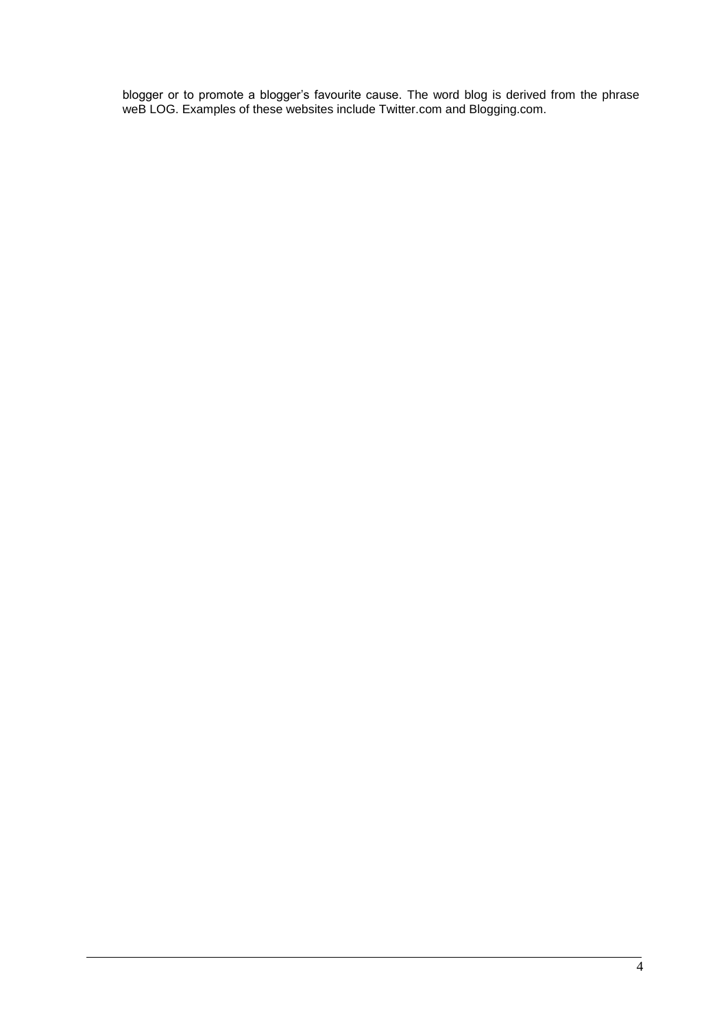blogger or to promote a blogger's favourite cause. The word blog is derived from the phrase weB LOG. Examples of these websites include Twitter.com and Blogging.com.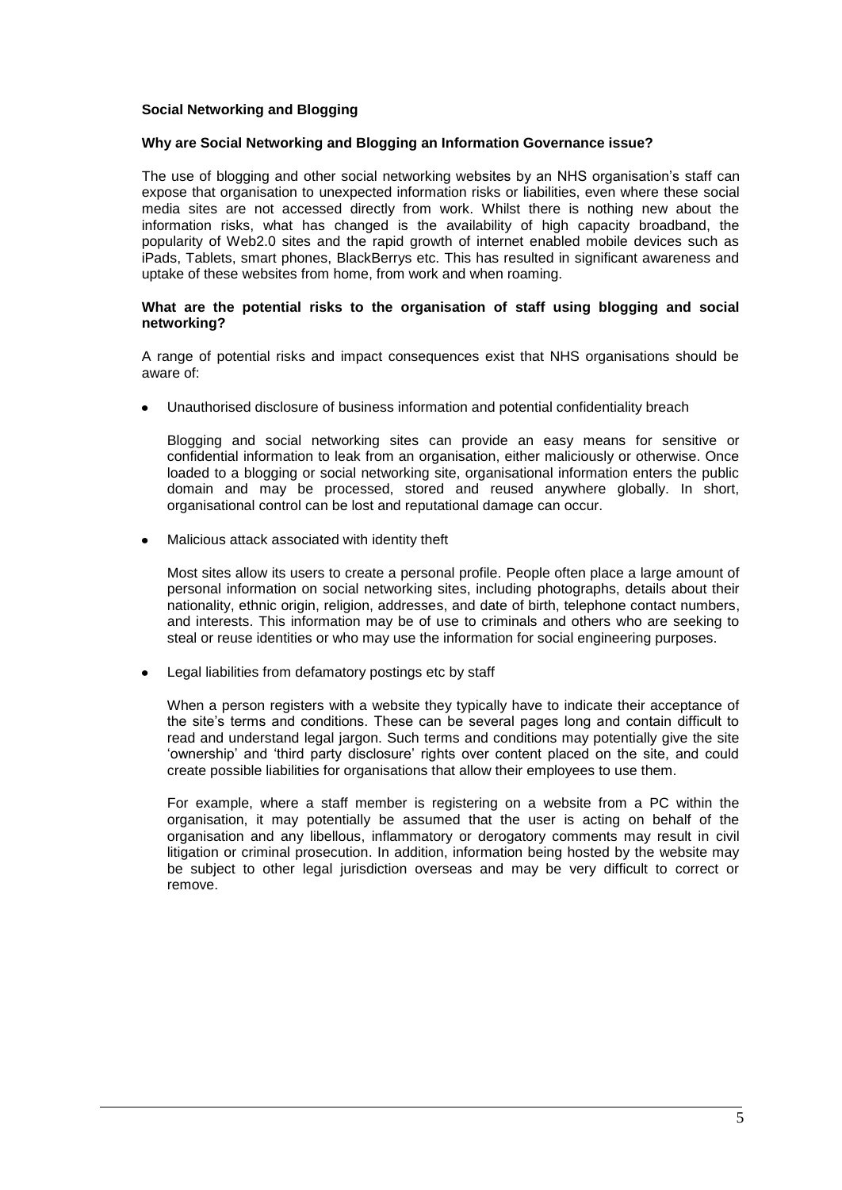**Social Networking and Blogging**

**Why are Social Networking and Blogging an Information Governance issue?**

The use of blogging and other social networking websites by an NHS organisation's staff can expose that organisation to unexpected information risks or liabilities, even where these social media sites are not accessed directly from work. Whilst there is nothing new about the information risks, what has changed is the availability of high capacity broadband, the popularity of Web2.0 sites and the rapid growth of internet enabled mobile devices such as iPads, Tablets, smart phones, BlackBerrys etc. This has resulted in significant awareness and uptake of these websites from home, from work and when roaming.

**What are the potential risks to the organisation of staff using blogging and social networking?**

A range of potential risks and impact consequences exist that NHS organisations should be aware of:

- Unauthorised disclosure of business information and potential confidentiality breach

  Blogging and social networking sites can provide an easy means for sensitive or confidential information to leak from an organisation, either maliciously or otherwise. Once loaded to a blogging or social networking site, organisational information enters the public domain and may be processed, stored and reused anywhere globally. In short, organisational control can be lost and reputational damage can occur.

- Malicious attack associated with identity theft

  Most sites allow its users to create a personal profile. People often place a large amount of personal information on social networking sites, including photographs, details about their nationality, ethnic origin, religion, addresses, and date of birth, telephone contact numbers, and interests. This information may be of use to criminals and others who are seeking to steal or reuse identities or who may use the information for social engineering purposes.

- Legal liabilities from defamatory postings etc by staff

  When a person registers with a website they typically have to indicate their acceptance of the site's terms and conditions. These can be several pages long and contain difficult to read and understand legal jargon. Such terms and conditions may potentially give the site 'ownership' and 'third party disclosure' rights over content placed on the site, and could create possible liabilities for organisations that allow their employees to use them.

  For example, where a staff member is registering on a website from a PC within the organisation, it may potentially be assumed that the user is acting on behalf of the organisation and any libellous, inflammatory or derogatory comments may result in civil litigation or criminal prosecution. In addition, information being hosted by the website may be subject to other legal jurisdiction overseas and may be very difficult to correct or remove.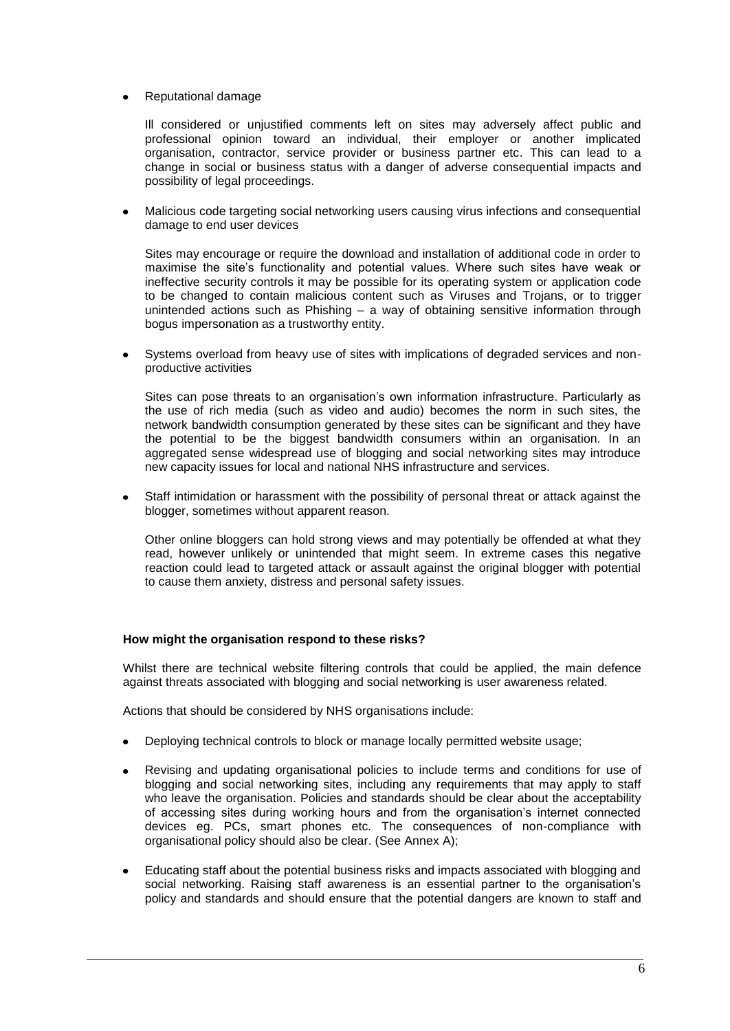- Reputational damage

  Ill considered or unjustified comments left on sites may adversely affect public and professional opinion toward an individual, their employer or another implicated organisation, contractor, service provider or business partner etc. This can lead to a change in social or business status with a danger of adverse consequential impacts and possibility of legal proceedings.

- Malicious code targeting social networking users causing virus infections and consequential damage to end user devices

  Sites may encourage or require the download and installation of additional code in order to maximise the site's functionality and potential values. Where such sites have weak or ineffective security controls it may be possible for its operating system or application code to be changed to contain malicious content such as Viruses and Trojans, or to trigger unintended actions such as Phishing – a way of obtaining sensitive information through bogus impersonation as a trustworthy entity.

- Systems overload from heavy use of sites with implications of degraded services and non-productive activities

  Sites can pose threats to an organisation's own information infrastructure. Particularly as the use of rich media (such as video and audio) becomes the norm in such sites, the network bandwidth consumption generated by these sites can be significant and they have the potential to be the biggest bandwidth consumers within an organisation. In an aggregated sense widespread use of blogging and social networking sites may introduce new capacity issues for local and national NHS infrastructure and services.

- Staff intimidation or harassment with the possibility of personal threat or attack against the blogger, sometimes without apparent reason.

  Other online bloggers can hold strong views and may potentially be offended at what they read, however unlikely or unintended that might seem. In extreme cases this negative reaction could lead to targeted attack or assault against the original blogger with potential to cause them anxiety, distress and personal safety issues.

**How might the organisation respond to these risks?**

Whilst there are technical website filtering controls that could be applied, the main defence against threats associated with blogging and social networking is user awareness related.

Actions that should be considered by NHS organisations include:

- Deploying technical controls to block or manage locally permitted website usage;

- Revising and updating organisational policies to include terms and conditions for use of blogging and social networking sites, including any requirements that may apply to staff who leave the organisation. Policies and standards should be clear about the acceptability of accessing sites during working hours and from the organisation's internet connected devices eg. PCs, smart phones etc. The consequences of non-compliance with organisational policy should also be clear. (See Annex A);

- Educating staff about the potential business risks and impacts associated with blogging and social networking. Raising staff awareness is an essential partner to the organisation's policy and standards and should ensure that the potential dangers are known to staff and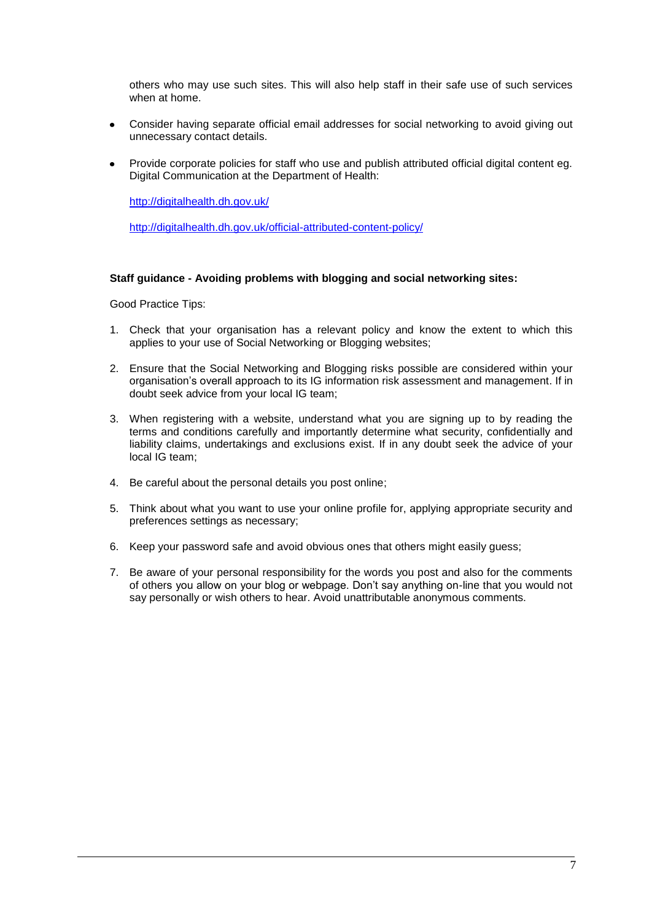others who may use such sites. This will also help staff in their safe use of such services when at home.

- Consider having separate official email addresses for social networking to avoid giving out unnecessary contact details.

- Provide corporate policies for staff who use and publish attributed official digital content eg. Digital Communication at the Department of Health:

  http://digitalhealth.dh.gov.uk/

  http://digitalhealth.dh.gov.uk/official-attributed-content-policy/

**Staff guidance - Avoiding problems with blogging and social networking sites:**

Good Practice Tips:

1. Check that your organisation has a relevant policy and know the extent to which this applies to your use of Social Networking or Blogging websites;

2. Ensure that the Social Networking and Blogging risks possible are considered within your organisation's overall approach to its IG information risk assessment and management. If in doubt seek advice from your local IG team;

3. When registering with a website, understand what you are signing up to by reading the terms and conditions carefully and importantly determine what security, confidentially and liability claims, undertakings and exclusions exist. If in any doubt seek the advice of your local IG team;

4. Be careful about the personal details you post online;

5. Think about what you want to use your online profile for, applying appropriate security and preferences settings as necessary;

6. Keep your password safe and avoid obvious ones that others might easily guess;

7. Be aware of your personal responsibility for the words you post and also for the comments of others you allow on your blog or webpage. Don't say anything on-line that you would not say personally or wish others to hear. Avoid unattributable anonymous comments.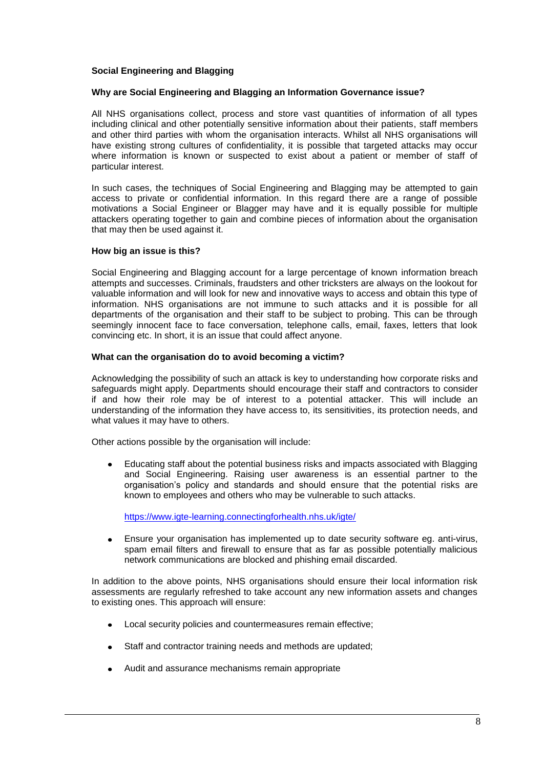**Social Engineering and Blagging**

**Why are Social Engineering and Blagging an Information Governance issue?**

All NHS organisations collect, process and store vast quantities of information of all types including clinical and other potentially sensitive information about their patients, staff members and other third parties with whom the organisation interacts. Whilst all NHS organisations will have existing strong cultures of confidentiality, it is possible that targeted attacks may occur where information is known or suspected to exist about a patient or member of staff of particular interest.

In such cases, the techniques of Social Engineering and Blagging may be attempted to gain access to private or confidential information. In this regard there are a range of possible motivations a Social Engineer or Blagger may have and it is equally possible for multiple attackers operating together to gain and combine pieces of information about the organisation that may then be used against it.

**How big an issue is this?**

Social Engineering and Blagging account for a large percentage of known information breach attempts and successes. Criminals, fraudsters and other tricksters are always on the lookout for valuable information and will look for new and innovative ways to access and obtain this type of information. NHS organisations are not immune to such attacks and it is possible for all departments of the organisation and their staff to be subject to probing. This can be through seemingly innocent face to face conversation, telephone calls, email, faxes, letters that look convincing etc. In short, it is an issue that could affect anyone.

**What can the organisation do to avoid becoming a victim?**

Acknowledging the possibility of such an attack is key to understanding how corporate risks and safeguards might apply. Departments should encourage their staff and contractors to consider if and how their role may be of interest to a potential attacker. This will include an understanding of the information they have access to, its sensitivities, its protection needs, and what values it may have to others.

Other actions possible by the organisation will include:

- Educating staff about the potential business risks and impacts associated with Blagging and Social Engineering. Raising user awareness is an essential partner to the organisation's policy and standards and should ensure that the potential risks are known to employees and others who may be vulnerable to such attacks.

  https://www.igte-learning.connectingforhealth.nhs.uk/igte/

- Ensure your organisation has implemented up to date security software eg. anti-virus, spam email filters and firewall to ensure that as far as possible potentially malicious network communications are blocked and phishing email discarded.

In addition to the above points, NHS organisations should ensure their local information risk assessments are regularly refreshed to take account any new information assets and changes to existing ones. This approach will ensure:

- Local security policies and countermeasures remain effective;
- Staff and contractor training needs and methods are updated;
- Audit and assurance mechanisms remain appropriate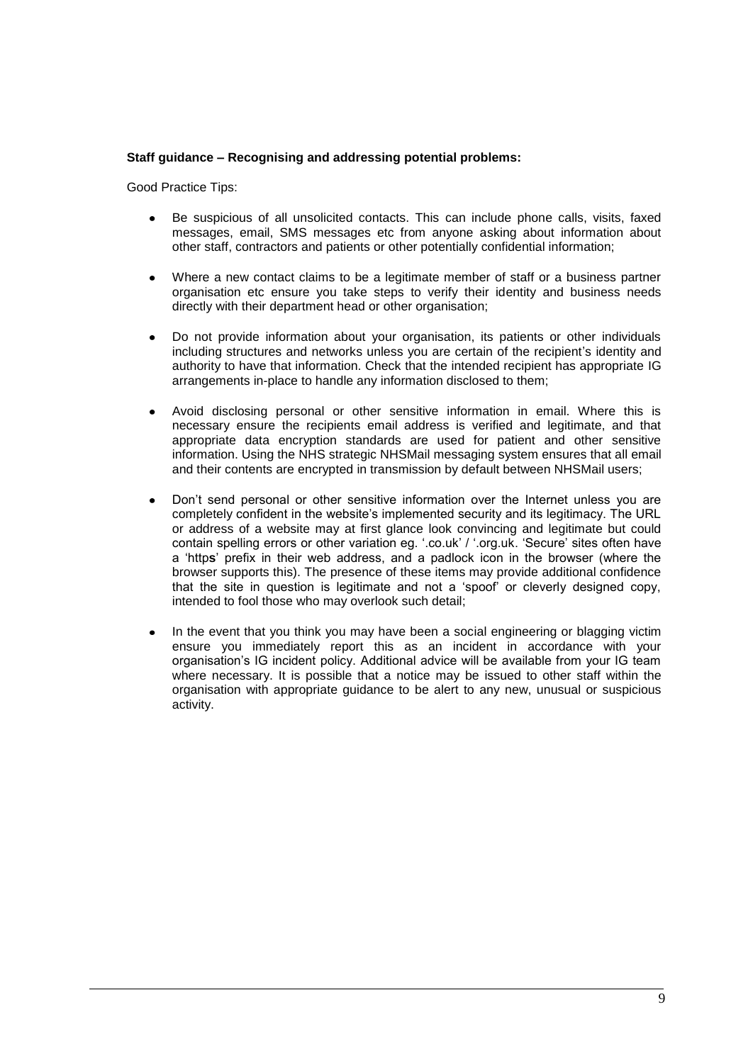**Staff guidance – Recognising and addressing potential problems:**

Good Practice Tips:

- Be suspicious of all unsolicited contacts. This can include phone calls, visits, faxed messages, email, SMS messages etc from anyone asking about information about other staff, contractors and patients or other potentially confidential information;

- Where a new contact claims to be a legitimate member of staff or a business partner organisation etc ensure you take steps to verify their identity and business needs directly with their department head or other organisation;

- Do not provide information about your organisation, its patients or other individuals including structures and networks unless you are certain of the recipient's identity and authority to have that information. Check that the intended recipient has appropriate IG arrangements in-place to handle any information disclosed to them;

- Avoid disclosing personal or other sensitive information in email. Where this is necessary ensure the recipients email address is verified and legitimate, and that appropriate data encryption standards are used for patient and other sensitive information. Using the NHS strategic NHSMail messaging system ensures that all email and their contents are encrypted in transmission by default between NHSMail users;

- Don't send personal or other sensitive information over the Internet unless you are completely confident in the website's implemented security and its legitimacy. The URL or address of a website may at first glance look convincing and legitimate but could contain spelling errors or other variation eg. '.co.uk' / '.org.uk. 'Secure' sites often have a 'http**s**' prefix in their web address, and a padlock icon in the browser (where the browser supports this). The presence of these items may provide additional confidence that the site in question is legitimate and not a 'spoof' or cleverly designed copy, intended to fool those who may overlook such detail;

- In the event that you think you may have been a social engineering or blagging victim ensure you immediately report this as an incident in accordance with your organisation's IG incident policy. Additional advice will be available from your IG team where necessary. It is possible that a notice may be issued to other staff within the organisation with appropriate guidance to be alert to any new, unusual or suspicious activity.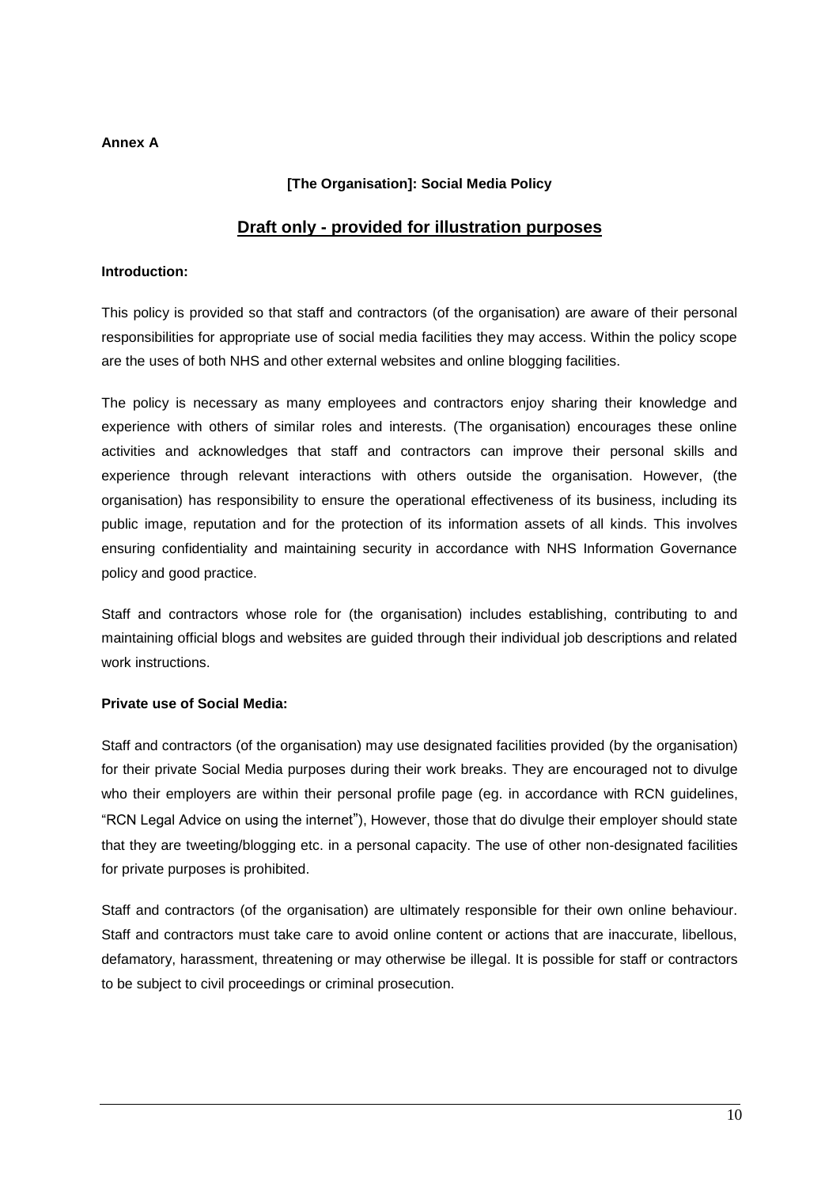**Annex A**

**[The Organisation]: Social Media Policy**

## Draft only - provided for illustration purposes

**Introduction:**

This policy is provided so that staff and contractors (of the organisation) are aware of their personal responsibilities for appropriate use of social media facilities they may access. Within the policy scope are the uses of both NHS and other external websites and online blogging facilities.

The policy is necessary as many employees and contractors enjoy sharing their knowledge and experience with others of similar roles and interests. (The organisation) encourages these online activities and acknowledges that staff and contractors can improve their personal skills and experience through relevant interactions with others outside the organisation. However, (the organisation) has responsibility to ensure the operational effectiveness of its business, including its public image, reputation and for the protection of its information assets of all kinds. This involves ensuring confidentiality and maintaining security in accordance with NHS Information Governance policy and good practice.

Staff and contractors whose role for (the organisation) includes establishing, contributing to and maintaining official blogs and websites are guided through their individual job descriptions and related work instructions.

**Private use of Social Media:**

Staff and contractors (of the organisation) may use designated facilities provided (by the organisation) for their private Social Media purposes during their work breaks. They are encouraged not to divulge who their employers are within their personal profile page (eg. in accordance with RCN guidelines, "RCN Legal Advice on using the internet"), However, those that do divulge their employer should state that they are tweeting/blogging etc. in a personal capacity. The use of other non-designated facilities for private purposes is prohibited.

Staff and contractors (of the organisation) are ultimately responsible for their own online behaviour. Staff and contractors must take care to avoid online content or actions that are inaccurate, libellous, defamatory, harassment, threatening or may otherwise be illegal. It is possible for staff or contractors to be subject to civil proceedings or criminal prosecution.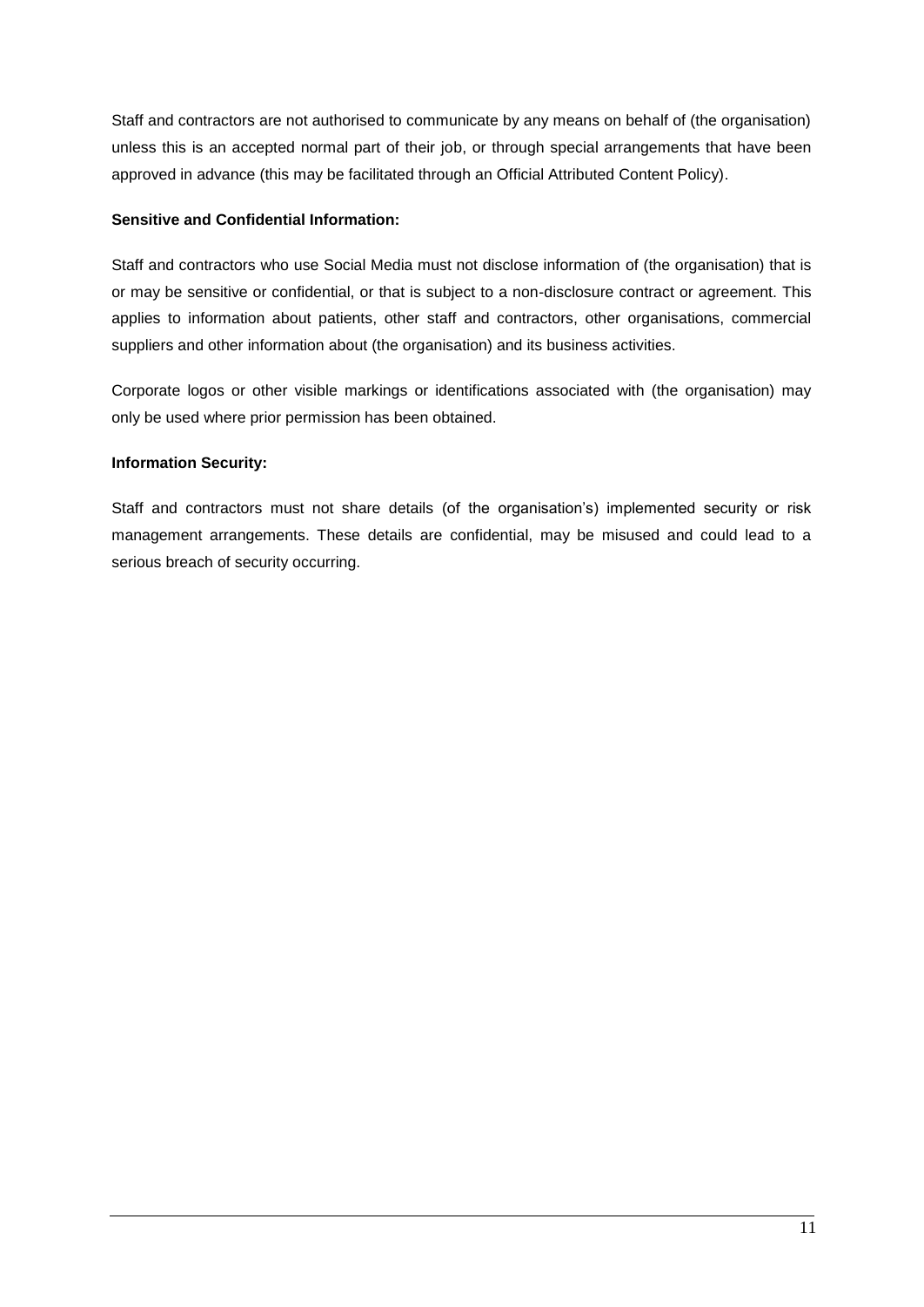Staff and contractors are not authorised to communicate by any means on behalf of (the organisation) unless this is an accepted normal part of their job, or through special arrangements that have been approved in advance (this may be facilitated through an Official Attributed Content Policy).

**Sensitive and Confidential Information:**

Staff and contractors who use Social Media must not disclose information of (the organisation) that is or may be sensitive or confidential, or that is subject to a non-disclosure contract or agreement. This applies to information about patients, other staff and contractors, other organisations, commercial suppliers and other information about (the organisation) and its business activities.

Corporate logos or other visible markings or identifications associated with (the organisation) may only be used where prior permission has been obtained.

**Information Security:**

Staff and contractors must not share details (of the organisation's) implemented security or risk management arrangements. These details are confidential, may be misused and could lead to a serious breach of security occurring.